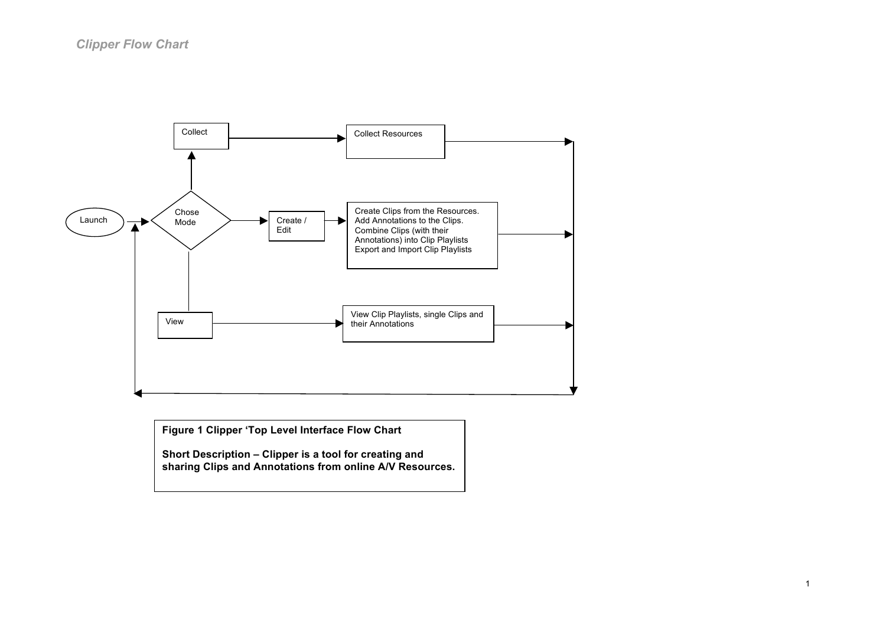*Clipper Flow Chart*

Launch

Chose Mode

Collect

Collect Resources

Create / Edit

Create Clips from the Resources.
Add Annotations to the Clips.
Combine Clips (with their Annotations) into Clip Playlists
Export and Import Clip Playlists

View

View Clip Playlists, single Clips and their Annotations

**Figure 1 Clipper 'Top Level Interface Flow Chart**

**Short Description – Clipper is a tool for creating and sharing Clips and Annotations from online A/V Resources.**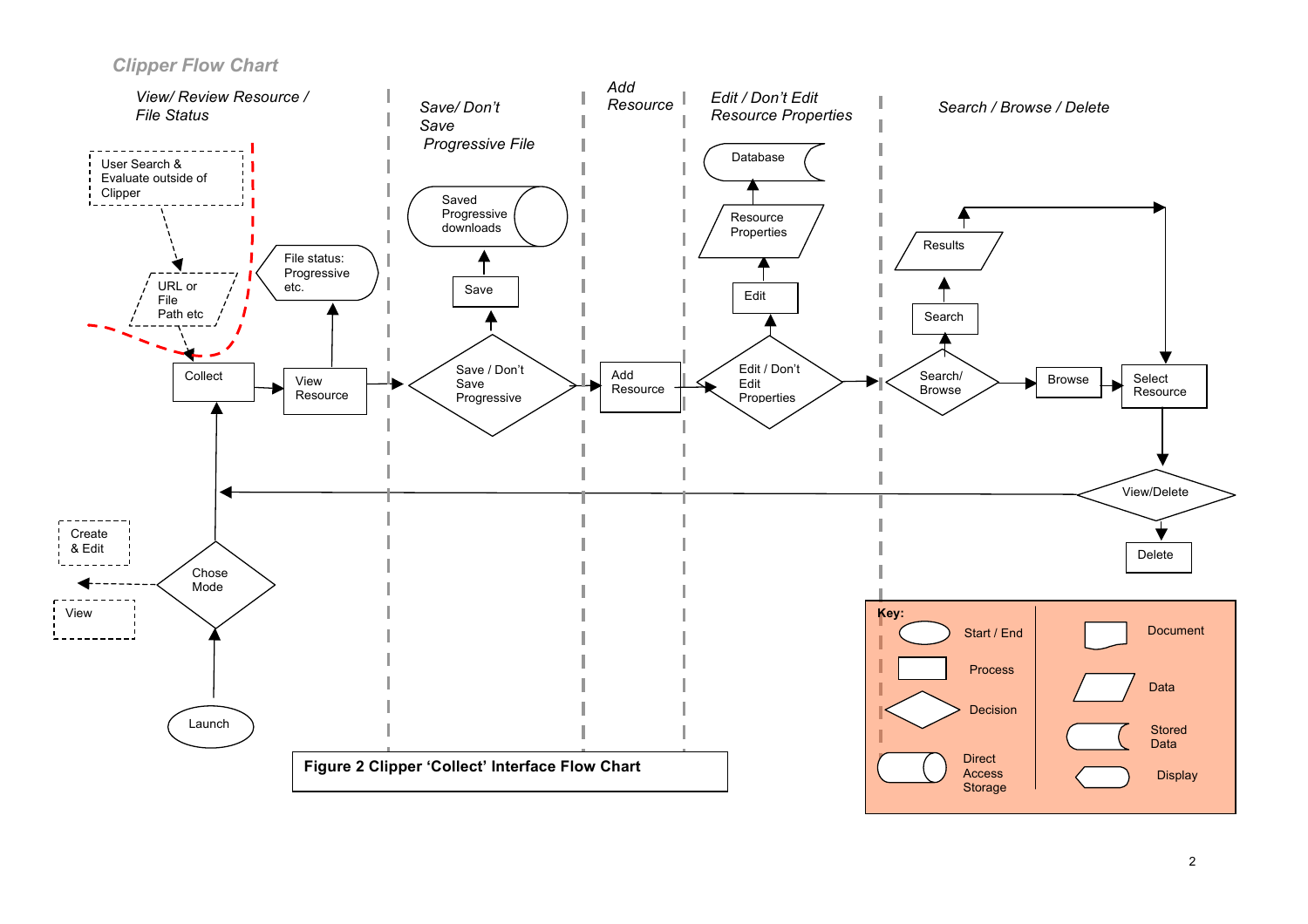## Clipper Flow Chart

*View/ Review Resource / File Status*

*Save/ Don't Save Progressive File*

*Add Resource*

*Edit / Don't Edit Resource Properties*

*Search / Browse / Delete*

User Search & Evaluate outside of Clipper

URL or File Path etc

Collect

View Resource

File status: Progressive etc.

Save / Don't Save Progressive

Save

Saved Progressive downloads

Add Resource

Edit / Don't Edit Properties

Edit

Resource Properties

Database

Search/ Browse

Search

Results

Browse

Select Resource

View/Delete

Delete

Create & Edit

View

Chose Mode

Launch

**Key:**

- Start / End
- Process
- Decision
- Direct Access Storage
- Document
- Data
- Stored Data
- Display

**Figure 2 Clipper 'Collect' Interface Flow Chart**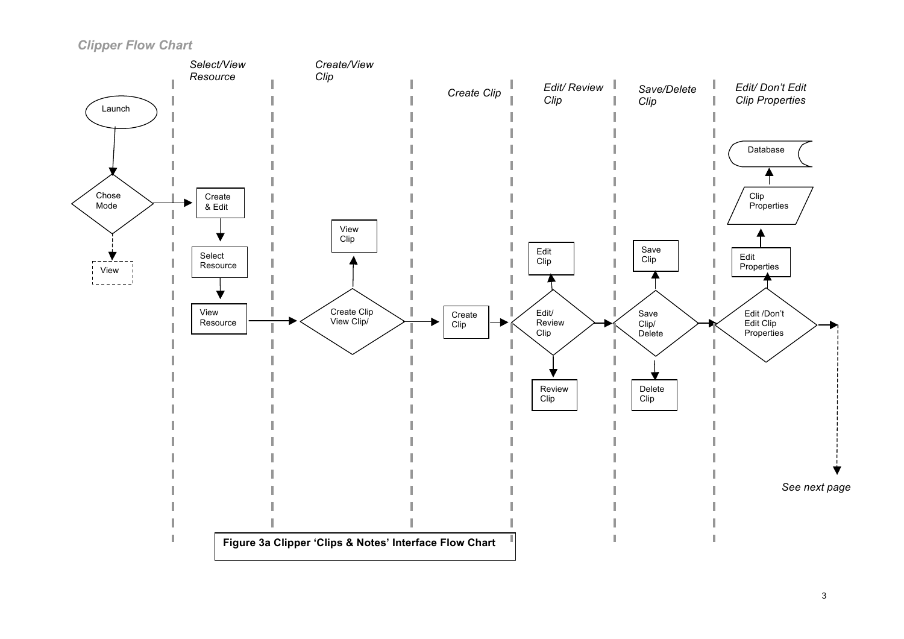*Clipper Flow Chart*

*Select/View Resource*

*Create/View Clip*

*Create Clip*

*Edit/ Review Clip*

*Save/Delete Clip*

*Edit/ Don't Edit Clip Properties*

Launch

Chose Mode

View

Create & Edit

Select Resource

View Resource

Create Clip View Clip/

View Clip

Create Clip

Edit/ Review Clip

Edit Clip

Review Clip

Save Clip/ Delete

Save Clip

Delete Clip

Edit /Don't Edit Clip Properties

Edit Properties

Clip Properties

Database

*See next page*

**Figure 3a Clipper 'Clips & Notes' Interface Flow Chart**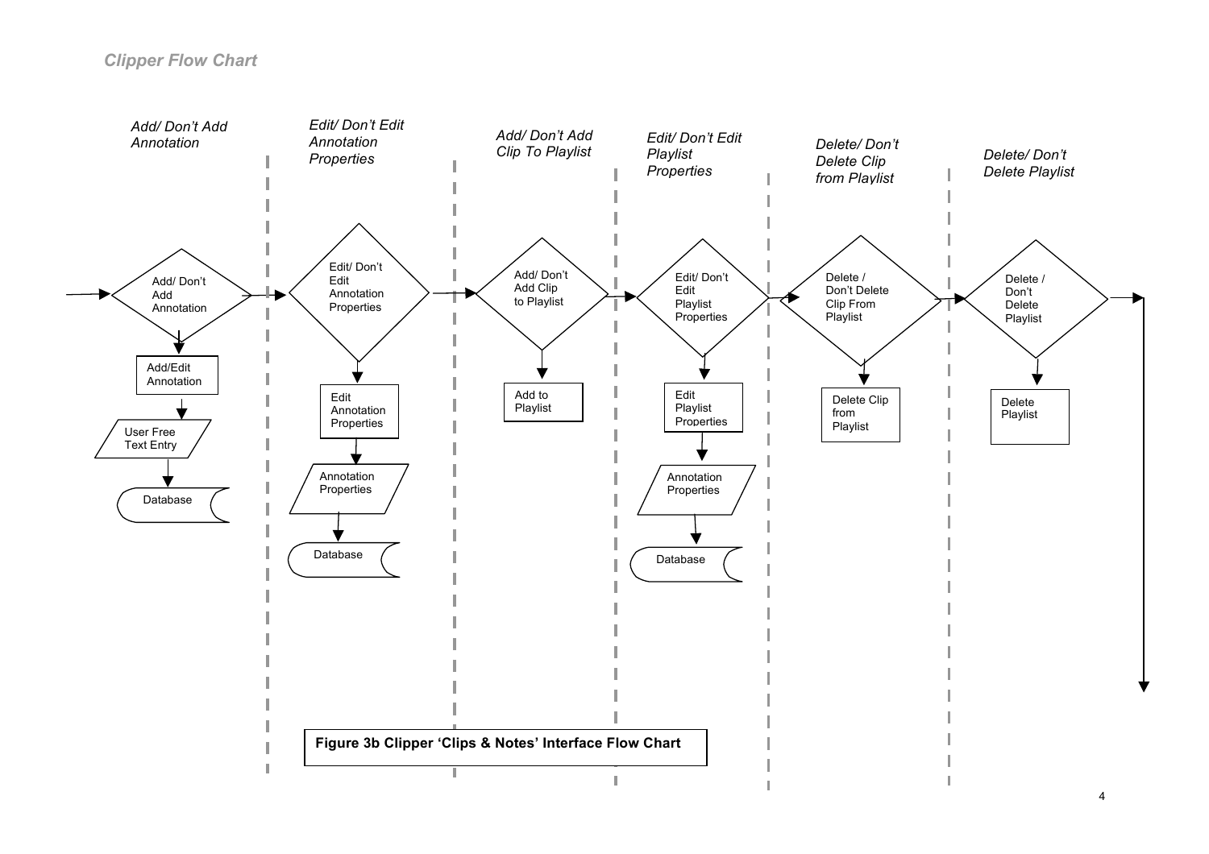*Clipper Flow Chart*

*Add/ Don't Add Annotation*

*Edit/ Don't Edit Annotation Properties*

*Add/ Don't Add Clip To Playlist*

*Edit/ Don't Edit Playlist Properties*

*Delete/ Don't Delete Clip from Playlist*

*Delete/ Don't Delete Playlist*

Add/ Don't Add Annotation → Add/Edit Annotation → User Free Text Entry → Database

Edit/ Don't Edit Annotation Properties → Edit Annotation Properties → Annotation Properties → Database

Add/ Don't Add Clip to Playlist → Add to Playlist

Edit/ Don't Edit Playlist Properties → Edit Playlist Properties → Annotation Properties → Database

Delete / Don't Delete Clip From Playlist → Delete Clip from Playlist

Delete / Don't Delete Playlist → Delete Playlist

**Figure 3b Clipper 'Clips & Notes' Interface Flow Chart**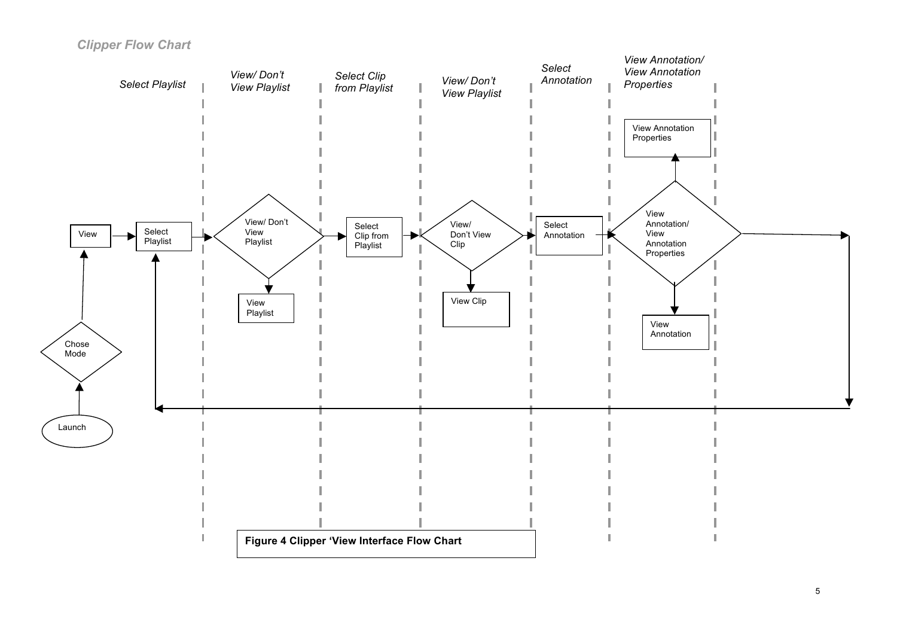*Clipper Flow Chart*

Select Playlist

View/ Don't View Playlist

Select Clip from Playlist

View/ Don't View Playlist

Select Annotation

View Annotation/ View Annotation Properties

View Annotation Properties

View

Select Playlist

View/ Don't View Playlist

Select Clip from Playlist

View/ Don't View Clip

Select Annotation

View Annotation/ View Annotation Properties

View Playlist

View Clip

View Annotation

Chose Mode

Launch

**Figure 4 Clipper 'View Interface Flow Chart**